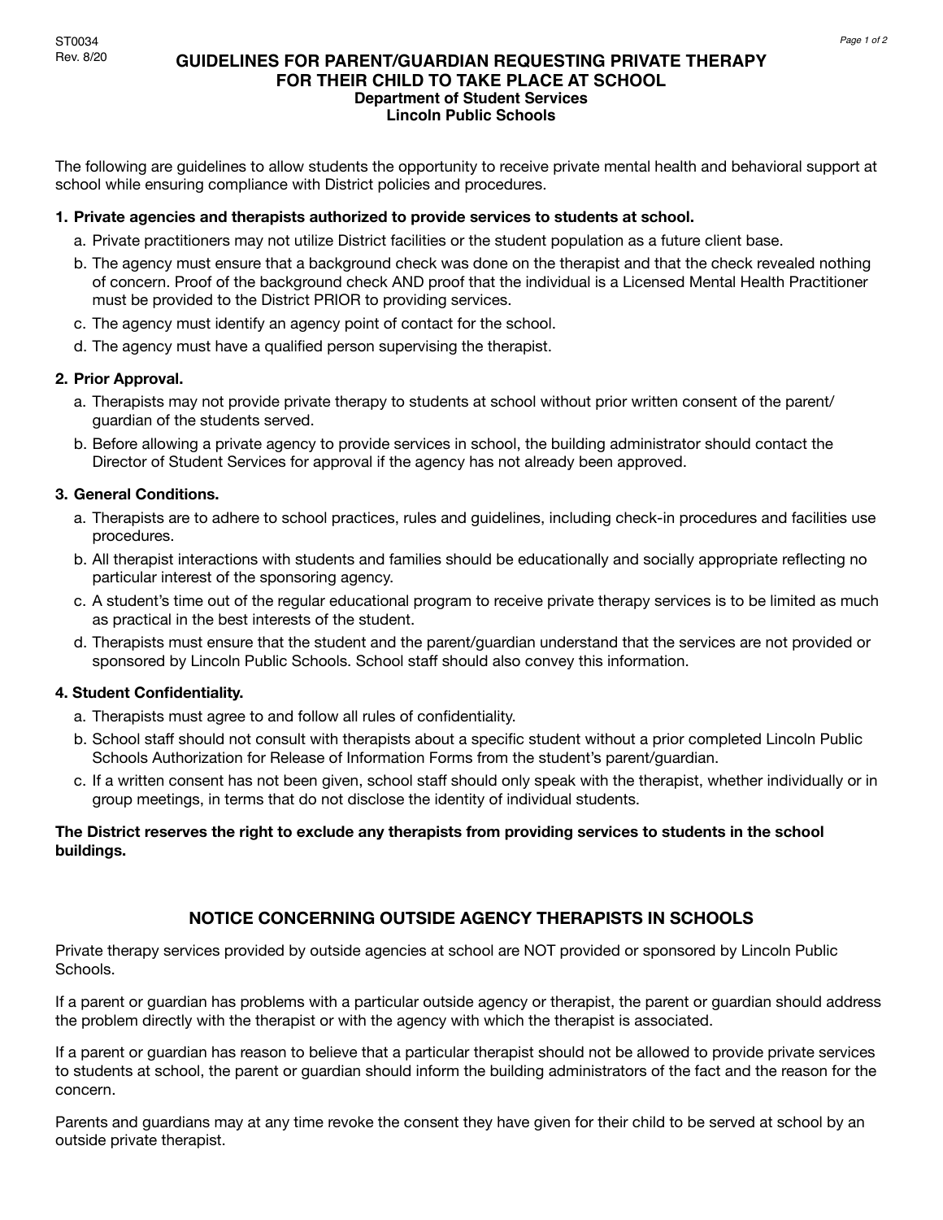ST0034
Rev. 8/20

# GUIDELINES FOR PARENT/GUARDIAN REQUESTING PRIVATE THERAPY FOR THEIR CHILD TO TAKE PLACE AT SCHOOL

**Department of Student Services**
**Lincoln Public Schools**

The following are guidelines to allow students the opportunity to receive private mental health and behavioral support at school while ensuring compliance with District policies and procedures.

## 1. Private agencies and therapists authorized to provide services to students at school.

a. Private practitioners may not utilize District facilities or the student population as a future client base.

b. The agency must ensure that a background check was done on the therapist and that the check revealed nothing of concern. Proof of the background check AND proof that the individual is a Licensed Mental Health Practitioner must be provided to the District PRIOR to providing services.

c. The agency must identify an agency point of contact for the school.

d. The agency must have a qualified person supervising the therapist.

## 2. Prior Approval.

a. Therapists may not provide private therapy to students at school without prior written consent of the parent/guardian of the students served.

b. Before allowing a private agency to provide services in school, the building administrator should contact the Director of Student Services for approval if the agency has not already been approved.

## 3. General Conditions.

a. Therapists are to adhere to school practices, rules and guidelines, including check-in procedures and facilities use procedures.

b. All therapist interactions with students and families should be educationally and socially appropriate reflecting no particular interest of the sponsoring agency.

c. A student's time out of the regular educational program to receive private therapy services is to be limited as much as practical in the best interests of the student.

d. Therapists must ensure that the student and the parent/guardian understand that the services are not provided or sponsored by Lincoln Public Schools. School staff should also convey this information.

## 4. Student Confidentiality.

a. Therapists must agree to and follow all rules of confidentiality.

b. School staff should not consult with therapists about a specific student without a prior completed Lincoln Public Schools Authorization for Release of Information Forms from the student's parent/guardian.

c. If a written consent has not been given, school staff should only speak with the therapist, whether individually or in group meetings, in terms that do not disclose the identity of individual students.

**The District reserves the right to exclude any therapists from providing services to students in the school buildings.**

## NOTICE CONCERNING OUTSIDE AGENCY THERAPISTS IN SCHOOLS

Private therapy services provided by outside agencies at school are NOT provided or sponsored by Lincoln Public Schools.

If a parent or guardian has problems with a particular outside agency or therapist, the parent or guardian should address the problem directly with the therapist or with the agency with which the therapist is associated.

If a parent or guardian has reason to believe that a particular therapist should not be allowed to provide private services to students at school, the parent or guardian should inform the building administrators of the fact and the reason for the concern.

Parents and guardians may at any time revoke the consent they have given for their child to be served at school by an outside private therapist.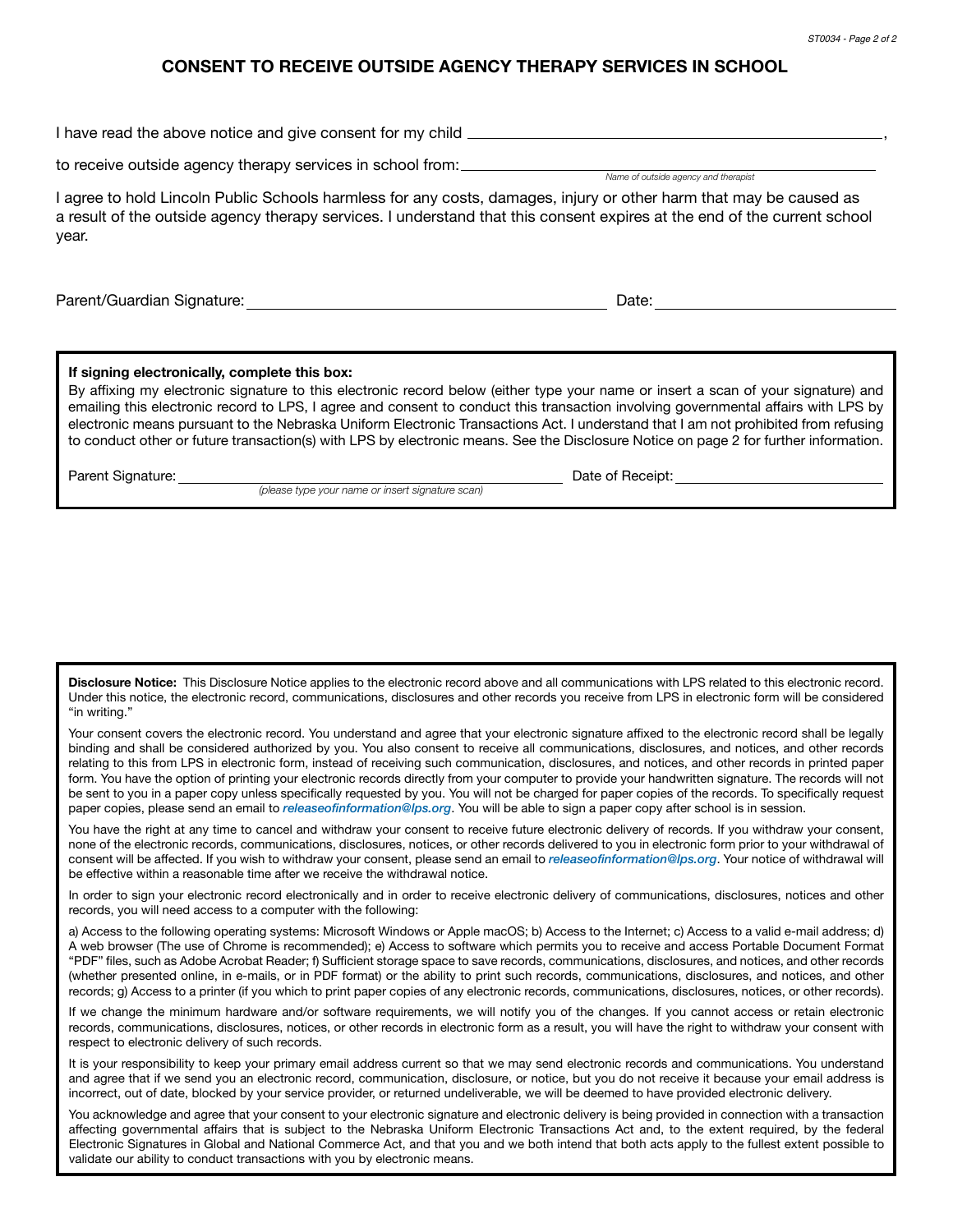## CONSENT TO RECEIVE OUTSIDE AGENCY THERAPY SERVICES IN SCHOOL

I have read the above notice and give consent for my child ____________________________________,

to receive outside agency therapy services in school from: ____________________________________
*Name of outside agency and therapist*

I agree to hold Lincoln Public Schools harmless for any costs, damages, injury or other harm that may be caused as a result of the outside agency therapy services. I understand that this consent expires at the end of the current school year.

Parent/Guardian Signature: ______________________________ Date: ____________________

**If signing electronically, complete this box:**
By affixing my electronic signature to this electronic record below (either type your name or insert a scan of your signature) and emailing this electronic record to LPS, I agree and consent to conduct this transaction involving governmental affairs with LPS by electronic means pursuant to the Nebraska Uniform Electronic Transactions Act. I understand that I am not prohibited from refusing to conduct other or future transaction(s) with LPS by electronic means. See the Disclosure Notice on page 2 for further information.

Parent Signature: ______________________________ Date of Receipt: ____________________
*(please type your name or insert signature scan)*

**Disclosure Notice:** This Disclosure Notice applies to the electronic record above and all communications with LPS related to this electronic record. Under this notice, the electronic record, communications, disclosures and other records you receive from LPS in electronic form will be considered "in writing."

Your consent covers the electronic record. You understand and agree that your electronic signature affixed to the electronic record shall be legally binding and shall be considered authorized by you. You also consent to receive all communications, disclosures, and notices, and other records relating to this from LPS in electronic form, instead of receiving such communication, disclosures, and notices, and other records in printed paper form. You have the option of printing your electronic records directly from your computer to provide your handwritten signature. The records will not be sent to you in a paper copy unless specifically requested by you. You will not be charged for paper copies of the records. To specifically request paper copies, please send an email to ***releaseofinformation@lps.org***. You will be able to sign a paper copy after school is in session.

You have the right at any time to cancel and withdraw your consent to receive future electronic delivery of records. If you withdraw your consent, none of the electronic records, communications, disclosures, notices, or other records delivered to you in electronic form prior to your withdrawal of consent will be affected. If you wish to withdraw your consent, please send an email to ***releaseofinformation@lps.org***. Your notice of withdrawal will be effective within a reasonable time after we receive the withdrawal notice.

In order to sign your electronic record electronically and in order to receive electronic delivery of communications, disclosures, notices and other records, you will need access to a computer with the following:

a) Access to the following operating systems: Microsoft Windows or Apple macOS; b) Access to the Internet; c) Access to a valid e-mail address; d) A web browser (The use of Chrome is recommended); e) Access to software which permits you to receive and access Portable Document Format "PDF" files, such as Adobe Acrobat Reader; f) Sufficient storage space to save records, communications, disclosures, and notices, and other records (whether presented online, in e-mails, or in PDF format) or the ability to print such records, communications, disclosures, and notices, and other records; g) Access to a printer (if you which to print paper copies of any electronic records, communications, disclosures, notices, or other records).

If we change the minimum hardware and/or software requirements, we will notify you of the changes. If you cannot access or retain electronic records, communications, disclosures, notices, or other records in electronic form as a result, you will have the right to withdraw your consent with respect to electronic delivery of such records.

It is your responsibility to keep your primary email address current so that we may send electronic records and communications. You understand and agree that if we send you an electronic record, communication, disclosure, or notice, but you do not receive it because your email address is incorrect, out of date, blocked by your service provider, or returned undeliverable, we will be deemed to have provided electronic delivery.

You acknowledge and agree that your consent to your electronic signature and electronic delivery is being provided in connection with a transaction affecting governmental affairs that is subject to the Nebraska Uniform Electronic Transactions Act and, to the extent required, by the federal Electronic Signatures in Global and National Commerce Act, and that you and we both intend that both acts apply to the fullest extent possible to validate our ability to conduct transactions with you by electronic means.